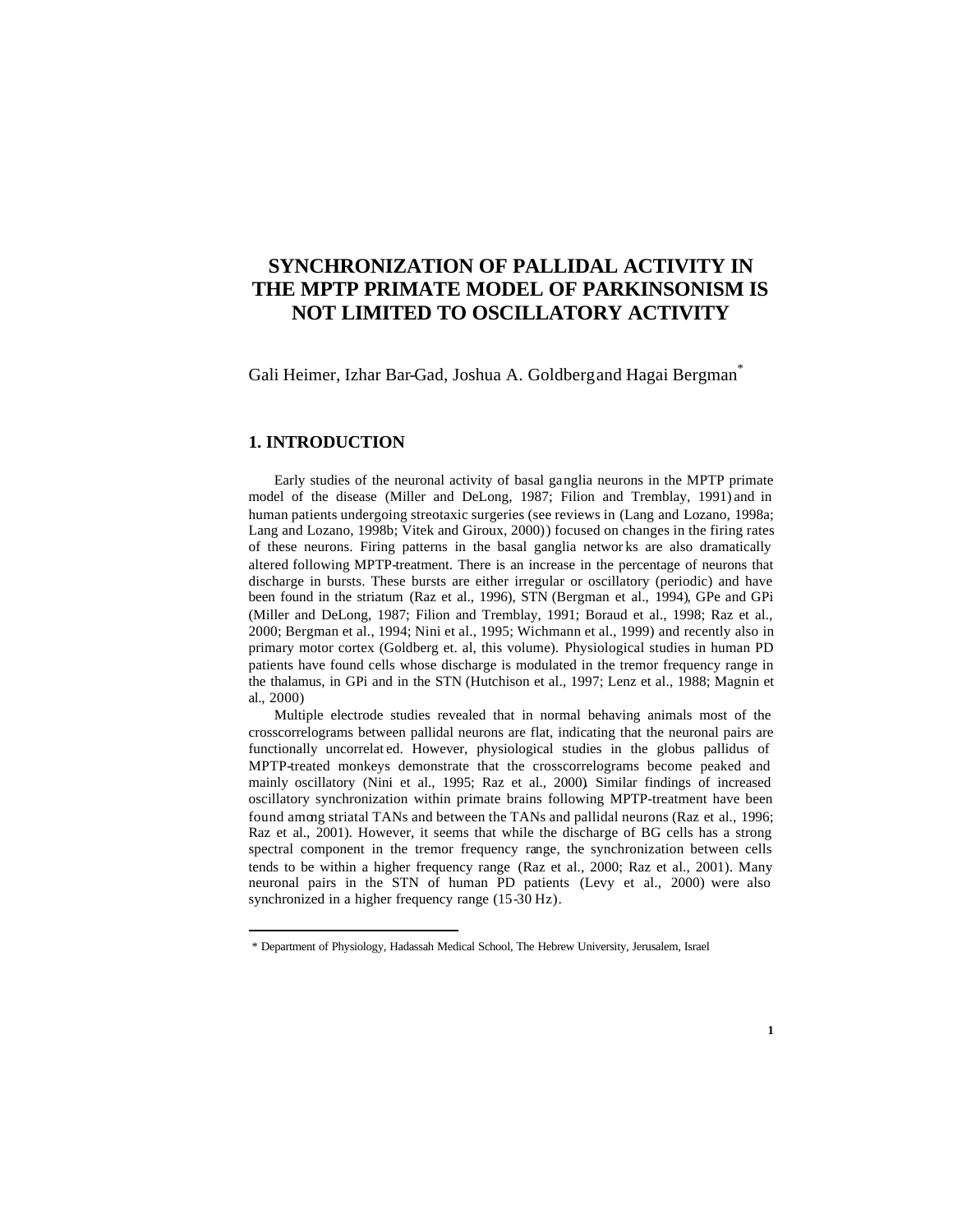# SYNCHRONIZATION OF PALLIDAL ACTIVITY IN THE MPTP PRIMATE MODEL OF PARKINSONISM IS NOT LIMITED TO OSCILLATORY ACTIVITY

Gali Heimer, Izhar Bar-Gad, Joshua A. Goldberg and Hagai Bergman*

## 1. INTRODUCTION

Early studies of the neuronal activity of basal ganglia neurons in the MPTP primate model of the disease (Miller and DeLong, 1987; Filion and Tremblay, 1991) and in human patients undergoing streotaxic surgeries (see reviews in (Lang and Lozano, 1998a; Lang and Lozano, 1998b; Vitek and Giroux, 2000)) focused on changes in the firing rates of these neurons. Firing patterns in the basal ganglia networks are also dramatically altered following MPTP-treatment. There is an increase in the percentage of neurons that discharge in bursts. These bursts are either irregular or oscillatory (periodic) and have been found in the striatum (Raz et al., 1996), STN (Bergman et al., 1994), GPe and GPi (Miller and DeLong, 1987; Filion and Tremblay, 1991; Boraud et al., 1998; Raz et al., 2000; Bergman et al., 1994; Nini et al., 1995; Wichmann et al., 1999) and recently also in primary motor cortex (Goldberg et. al, this volume). Physiological studies in human PD patients have found cells whose discharge is modulated in the tremor frequency range in the thalamus, in GPi and in the STN (Hutchison et al., 1997; Lenz et al., 1988; Magnin et al., 2000)

Multiple electrode studies revealed that in normal behaving animals most of the crosscorrelograms between pallidal neurons are flat, indicating that the neuronal pairs are functionally uncorrelated. However, physiological studies in the globus pallidus of MPTP-treated monkeys demonstrate that the crosscorrelograms become peaked and mainly oscillatory (Nini et al., 1995; Raz et al., 2000). Similar findings of increased oscillatory synchronization within primate brains following MPTP-treatment have been found among striatal TANs and between the TANs and pallidal neurons (Raz et al., 1996; Raz et al., 2001). However, it seems that while the discharge of BG cells has a strong spectral component in the tremor frequency range, the synchronization between cells tends to be within a higher frequency range (Raz et al., 2000; Raz et al., 2001). Many neuronal pairs in the STN of human PD patients (Levy et al., 2000) were also synchronized in a higher frequency range (15-30 Hz).

* Department of Physiology, Hadassah Medical School, The Hebrew University, Jerusalem, Israel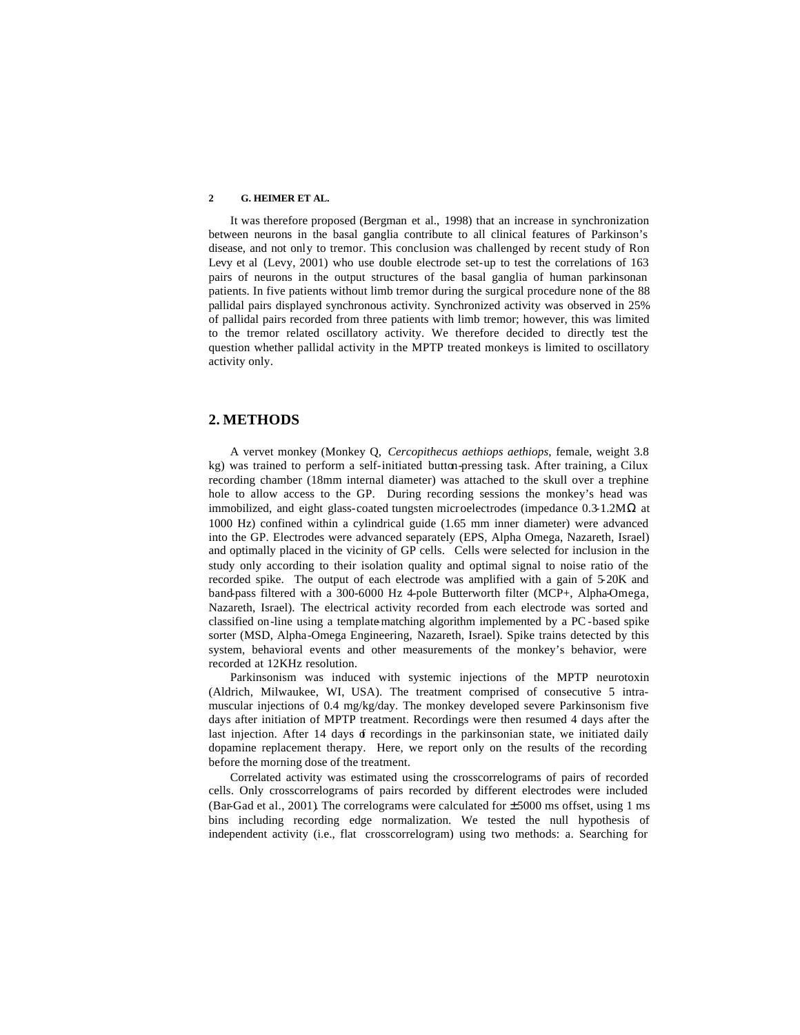It was therefore proposed (Bergman et al., 1998) that an increase in synchronization between neurons in the basal ganglia contribute to all clinical features of Parkinson's disease, and not only to tremor. This conclusion was challenged by recent study of Ron Levy et al (Levy, 2001) who use double electrode set-up to test the correlations of 163 pairs of neurons in the output structures of the basal ganglia of human parkinsonan patients. In five patients without limb tremor during the surgical procedure none of the 88 pallidal pairs displayed synchronous activity. Synchronized activity was observed in 25% of pallidal pairs recorded from three patients with limb tremor; however, this was limited to the tremor related oscillatory activity. We therefore decided to directly test the question whether pallidal activity in the MPTP treated monkeys is limited to oscillatory activity only.

## 2. METHODS

A vervet monkey (Monkey Q, *Cercopithecus aethiops aethiops*, female, weight 3.8 kg) was trained to perform a self-initiated button-pressing task. After training, a Cilux recording chamber (18mm internal diameter) was attached to the skull over a trephine hole to allow access to the GP. During recording sessions the monkey's head was immobilized, and eight glass-coated tungsten microelectrodes (impedance 0.3-1.2MΩ at 1000 Hz) confined within a cylindrical guide (1.65 mm inner diameter) were advanced into the GP. Electrodes were advanced separately (EPS, Alpha Omega, Nazareth, Israel) and optimally placed in the vicinity of GP cells. Cells were selected for inclusion in the study only according to their isolation quality and optimal signal to noise ratio of the recorded spike. The output of each electrode was amplified with a gain of 5-20K and band-pass filtered with a 300-6000 Hz 4-pole Butterworth filter (MCP+, Alpha-Omega, Nazareth, Israel). The electrical activity recorded from each electrode was sorted and classified on-line using a template-matching algorithm implemented by a PC-based spike sorter (MSD, Alpha-Omega Engineering, Nazareth, Israel). Spike trains detected by this system, behavioral events and other measurements of the monkey's behavior, were recorded at 12KHz resolution.

Parkinsonism was induced with systemic injections of the MPTP neurotoxin (Aldrich, Milwaukee, WI, USA). The treatment comprised of consecutive 5 intra-muscular injections of 0.4 mg/kg/day. The monkey developed severe Parkinsonism five days after initiation of MPTP treatment. Recordings were then resumed 4 days after the last injection. After 14 days of recordings in the parkinsonian state, we initiated daily dopamine replacement therapy. Here, we report only on the results of the recording before the morning dose of the treatment.

Correlated activity was estimated using the crosscorrelograms of pairs of recorded cells. Only crosscorrelograms of pairs recorded by different electrodes were included (Bar-Gad et al., 2001). The correlograms were calculated for ±5000 ms offset, using 1 ms bins including recording edge normalization. We tested the null hypothesis of independent activity (i.e., flat crosscorrelogram) using two methods: a. Searching for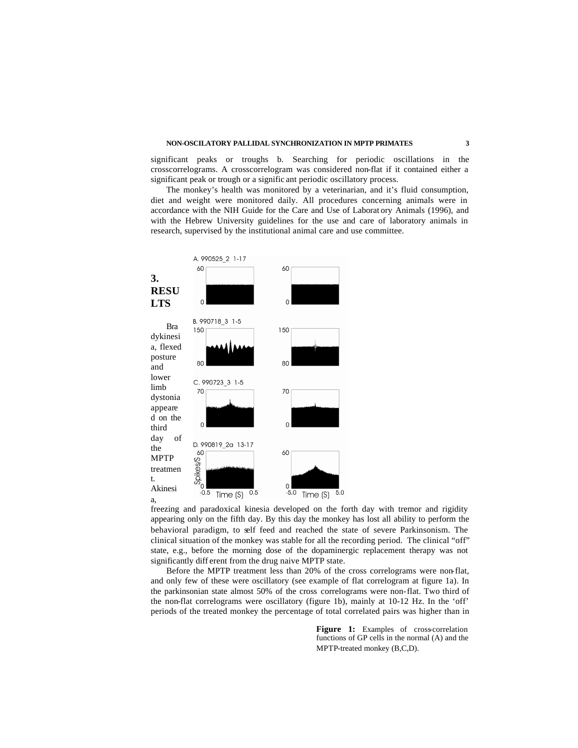significant peaks or troughs b. Searching for periodic oscillations in the crosscorrelograms. A crosscorrelogram was considered non-flat if it contained either a significant peak or trough or a significant periodic oscillatory process.

The monkey's health was monitored by a veterinarian, and it's fluid consumption, diet and weight were monitored daily. All procedures concerning animals were in accordance with the NIH Guide for the Care and Use of Laboratory Animals (1996), and with the Hebrew University guidelines for the use and care of laboratory animals in research, supervised by the institutional animal care and use committee.

## 3. RESULTS

Bradykinesia, flexed posture and lower limb dystonia appeared on the third day of the MPTP treatment. Akinesia, freezing and paradoxical kinesia developed on the forth day with tremor and rigidity appearing only on the fifth day. By this day the monkey has lost all ability to perform the behavioral paradigm, to self feed and reached the state of severe Parkinsonism. The clinical situation of the monkey was stable for all the recording period. The clinical "off" state, e.g., before the morning dose of the dopaminergic replacement therapy was not significantly different from the drug naive MPTP state.

Before the MPTP treatment less than 20% of the cross correlograms were non-flat, and only few of these were oscillatory (see example of flat correlogram at figure 1a). In the parkinsonian state almost 50% of the cross correlograms were non-flat. Two third of the non-flat correlograms were oscillatory (figure 1b), mainly at 10-12 Hz. In the 'off' periods of the treated monkey the percentage of total correlated pairs was higher than in

**Figure 1:** Examples of cross-correlation functions of GP cells in the normal (A) and the MPTP-treated monkey (B,C,D).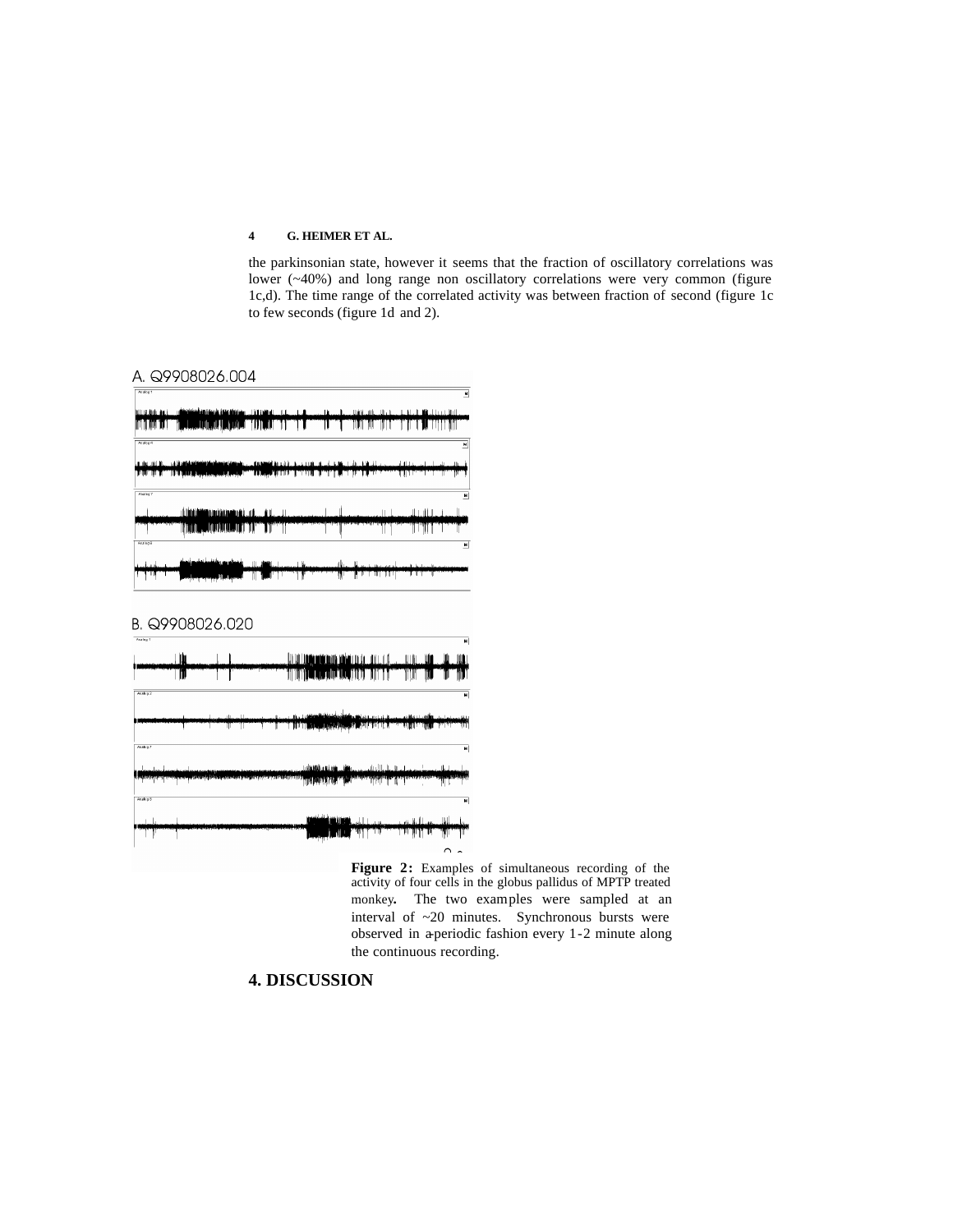the parkinsonian state, however it seems that the fraction of oscillatory correlations was lower (~40%) and long range non oscillatory correlations were very common (figure 1c,d). The time range of the correlated activity was between fraction of second (figure 1c to few seconds (figure 1d and 2).

A. Q9908026.004

B. Q9908026.020

**Figure 2:** Examples of simultaneous recording of the activity of four cells in the globus pallidus of MPTP treated monkey**.** The two examples were sampled at an interval of ~20 minutes. Synchronous bursts were observed in a-periodic fashion every 1-2 minute along the continuous recording.

## 4. DISCUSSION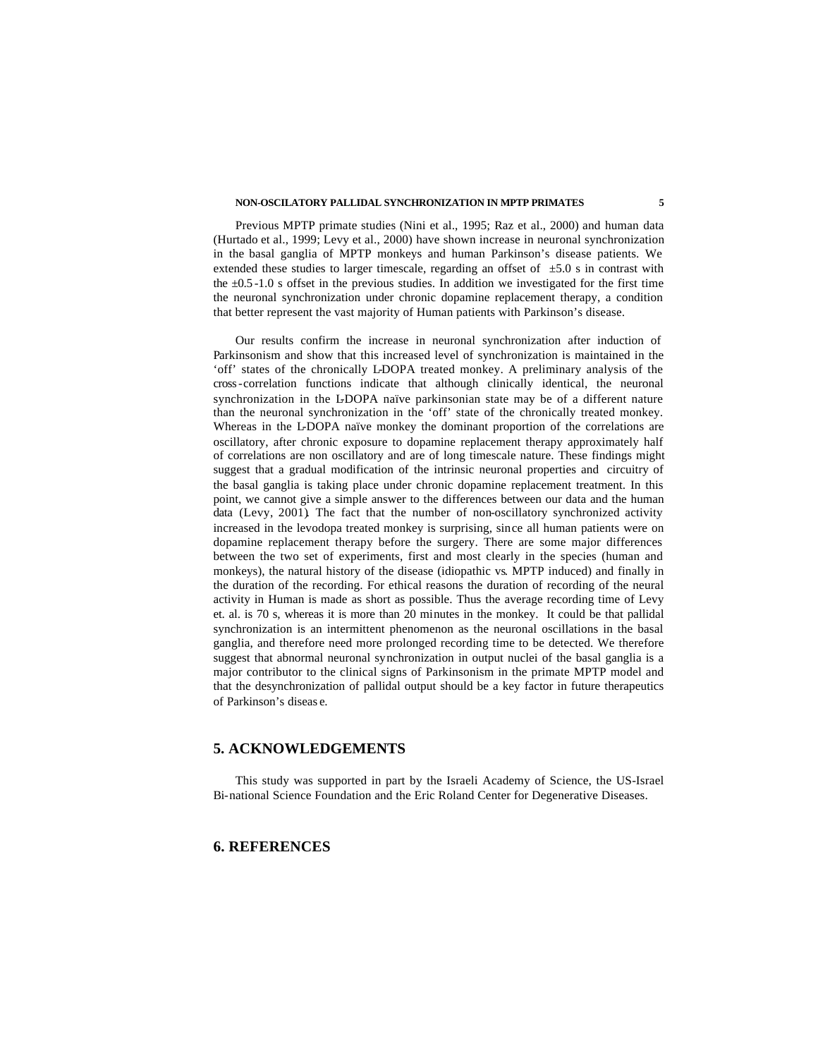Previous MPTP primate studies (Nini et al., 1995; Raz et al., 2000) and human data (Hurtado et al., 1999; Levy et al., 2000) have shown increase in neuronal synchronization in the basal ganglia of MPTP monkeys and human Parkinson's disease patients. We extended these studies to larger timescale, regarding an offset of ±5.0 s in contrast with the ±0.5-1.0 s offset in the previous studies. In addition we investigated for the first time the neuronal synchronization under chronic dopamine replacement therapy, a condition that better represent the vast majority of Human patients with Parkinson's disease.

Our results confirm the increase in neuronal synchronization after induction of Parkinsonism and show that this increased level of synchronization is maintained in the 'off' states of the chronically L-DOPA treated monkey. A preliminary analysis of the cross-correlation functions indicate that although clinically identical, the neuronal synchronization in the L-DOPA naïve parkinsonian state may be of a different nature than the neuronal synchronization in the 'off' state of the chronically treated monkey. Whereas in the L-DOPA naïve monkey the dominant proportion of the correlations are oscillatory, after chronic exposure to dopamine replacement therapy approximately half of correlations are non oscillatory and are of long timescale nature. These findings might suggest that a gradual modification of the intrinsic neuronal properties and circuitry of the basal ganglia is taking place under chronic dopamine replacement treatment. In this point, we cannot give a simple answer to the differences between our data and the human data (Levy, 2001). The fact that the number of non-oscillatory synchronized activity increased in the levodopa treated monkey is surprising, since all human patients were on dopamine replacement therapy before the surgery. There are some major differences between the two set of experiments, first and most clearly in the species (human and monkeys), the natural history of the disease (idiopathic vs. MPTP induced) and finally in the duration of the recording. For ethical reasons the duration of recording of the neural activity in Human is made as short as possible. Thus the average recording time of Levy et. al. is 70 s, whereas it is more than 20 minutes in the monkey. It could be that pallidal synchronization is an intermittent phenomenon as the neuronal oscillations in the basal ganglia, and therefore need more prolonged recording time to be detected. We therefore suggest that abnormal neuronal synchronization in output nuclei of the basal ganglia is a major contributor to the clinical signs of Parkinsonism in the primate MPTP model and that the desynchronization of pallidal output should be a key factor in future therapeutics of Parkinson's disease.

## 5. ACKNOWLEDGEMENTS

This study was supported in part by the Israeli Academy of Science, the US-Israel Bi-national Science Foundation and the Eric Roland Center for Degenerative Diseases.

## 6. REFERENCES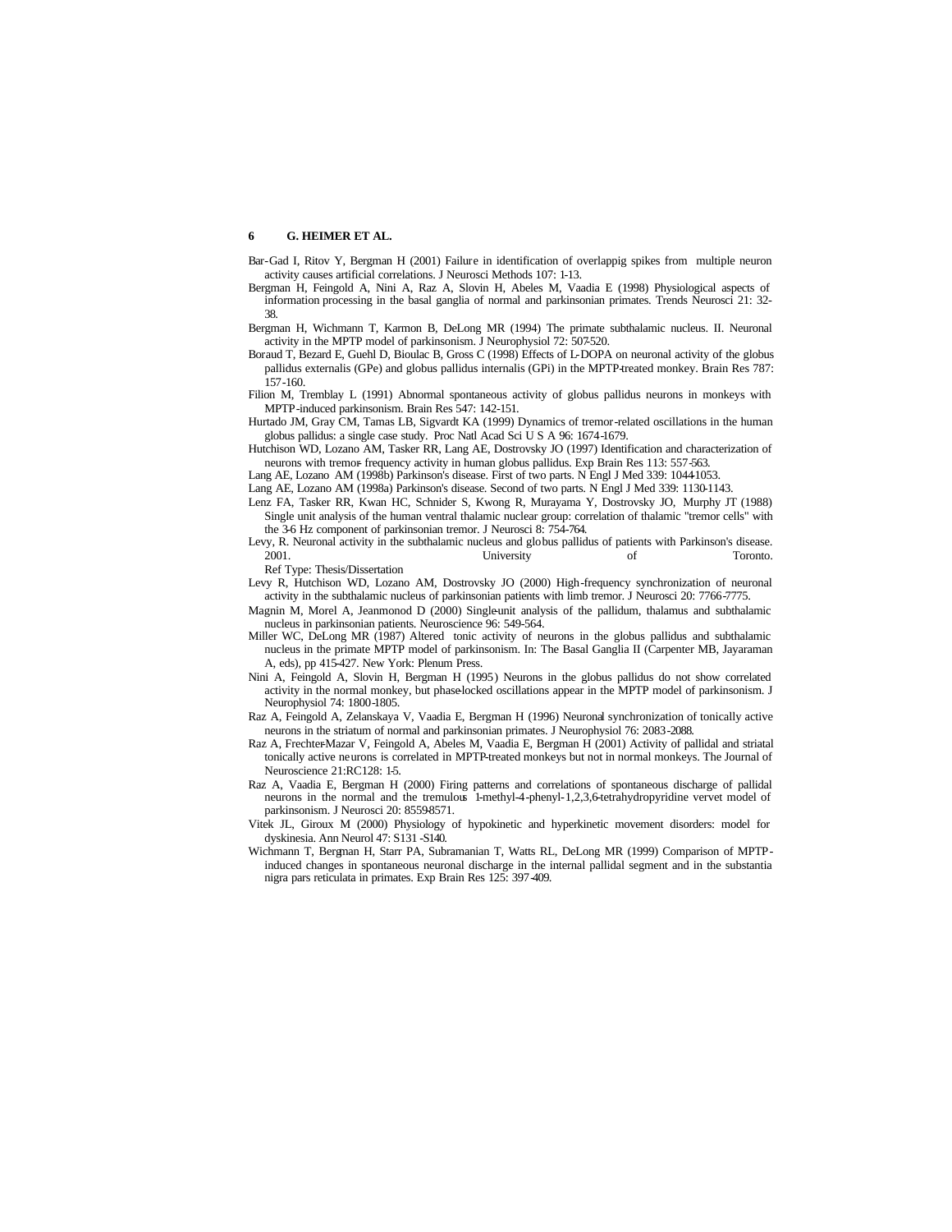Bar-Gad I, Ritov Y, Bergman H (2001) Failure in identification of overlappig spikes from multiple neuron activity causes artificial correlations. J Neurosci Methods 107: 1-13.

Bergman H, Feingold A, Nini A, Raz A, Slovin H, Abeles M, Vaadia E (1998) Physiological aspects of information processing in the basal ganglia of normal and parkinsonian primates. Trends Neurosci 21: 32-38.

Bergman H, Wichmann T, Karmon B, DeLong MR (1994) The primate subthalamic nucleus. II. Neuronal activity in the MPTP model of parkinsonism. J Neurophysiol 72: 507-520.

Boraud T, Bezard E, Guehl D, Bioulac B, Gross C (1998) Effects of L-DOPA on neuronal activity of the globus pallidus externalis (GPe) and globus pallidus internalis (GPi) in the MPTP-treated monkey. Brain Res 787: 157-160.

Filion M, Tremblay L (1991) Abnormal spontaneous activity of globus pallidus neurons in monkeys with MPTP-induced parkinsonism. Brain Res 547: 142-151.

Hurtado JM, Gray CM, Tamas LB, Sigvardt KA (1999) Dynamics of tremor-related oscillations in the human globus pallidus: a single case study. Proc Natl Acad Sci U S A 96: 1674-1679.

Hutchison WD, Lozano AM, Tasker RR, Lang AE, Dostrovsky JO (1997) Identification and characterization of neurons with tremor- frequency activity in human globus pallidus. Exp Brain Res 113: 557-563.

Lang AE, Lozano AM (1998b) Parkinson's disease. First of two parts. N Engl J Med 339: 1044-1053.

Lang AE, Lozano AM (1998a) Parkinson's disease. Second of two parts. N Engl J Med 339: 1130-1143.

Lenz FA, Tasker RR, Kwan HC, Schnider S, Kwong R, Murayama Y, Dostrovsky JO, Murphy JT (1988) Single unit analysis of the human ventral thalamic nuclear group: correlation of thalamic "tremor cells" with the 3-6 Hz component of parkinsonian tremor. J Neurosci 8: 754-764.

Levy, R. Neuronal activity in the subthalamic nucleus and globus pallidus of patients with Parkinson's disease. 2001. University of Toronto.
Ref Type: Thesis/Dissertation

Levy R, Hutchison WD, Lozano AM, Dostrovsky JO (2000) High-frequency synchronization of neuronal activity in the subthalamic nucleus of parkinsonian patients with limb tremor. J Neurosci 20: 7766-7775.

Magnin M, Morel A, Jeanmonod D (2000) Single-unit analysis of the pallidum, thalamus and subthalamic nucleus in parkinsonian patients. Neuroscience 96: 549-564.

Miller WC, DeLong MR (1987) Altered tonic activity of neurons in the globus pallidus and subthalamic nucleus in the primate MPTP model of parkinsonism. In: The Basal Ganglia II (Carpenter MB, Jayaraman A, eds), pp 415-427. New York: Plenum Press.

Nini A, Feingold A, Slovin H, Bergman H (1995) Neurons in the globus pallidus do not show correlated activity in the normal monkey, but phase-locked oscillations appear in the MPTP model of parkinsonism. J Neurophysiol 74: 1800-1805.

Raz A, Feingold A, Zelanskaya V, Vaadia E, Bergman H (1996) Neuronal synchronization of tonically active neurons in the striatum of normal and parkinsonian primates. J Neurophysiol 76: 2083-2088.

Raz A, Frechter-Mazar V, Feingold A, Abeles M, Vaadia E, Bergman H (2001) Activity of pallidal and striatal tonically active neurons is correlated in MPTP-treated monkeys but not in normal monkeys. The Journal of Neuroscience 21:RC128: 1-5.

Raz A, Vaadia E, Bergman H (2000) Firing patterns and correlations of spontaneous discharge of pallidal neurons in the normal and the tremulous 1-methyl-4-phenyl-1,2,3,6-tetrahydropyridine vervet model of parkinsonism. J Neurosci 20: 8559-8571.

Vitek JL, Giroux M (2000) Physiology of hypokinetic and hyperkinetic movement disorders: model for dyskinesia. Ann Neurol 47: S131-S140.

Wichmann T, Bergman H, Starr PA, Subramanian T, Watts RL, DeLong MR (1999) Comparison of MPTP-induced changes in spontaneous neuronal discharge in the internal pallidal segment and in the substantia nigra pars reticulata in primates. Exp Brain Res 125: 397-409.